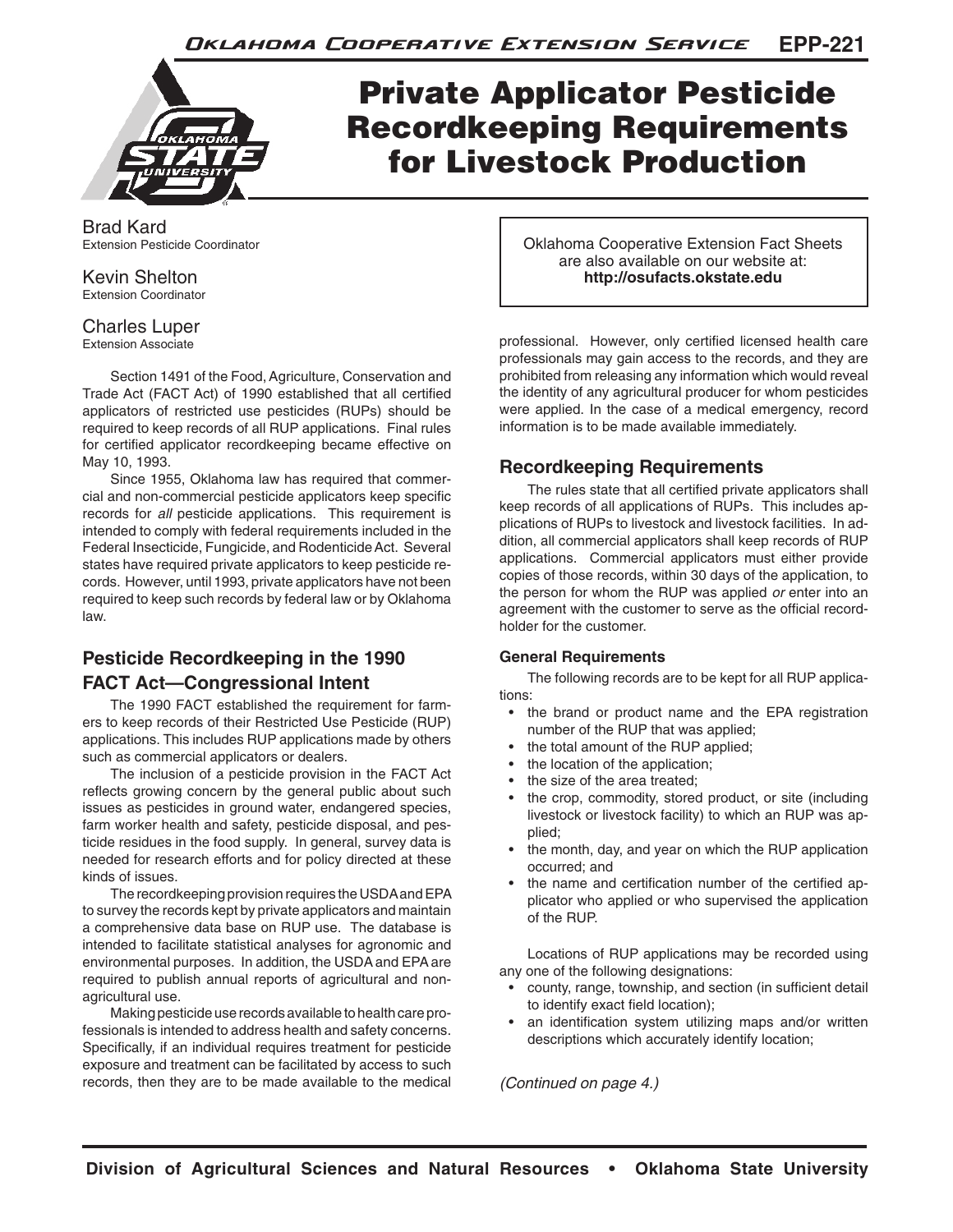# Private Applicator Pesticide Recordkeeping Requirements for Livestock Production

Brad Kard
Extension Pesticide Coordinator

Kevin Shelton
Extension Coordinator

Charles Luper
Extension Associate

Oklahoma Cooperative Extension Fact Sheets are also available on our website at: **http://osufacts.okstate.edu**

Section 1491 of the Food, Agriculture, Conservation and Trade Act (FACT Act) of 1990 established that all certified applicators of restricted use pesticides (RUPs) should be required to keep records of all RUP applications. Final rules for certified applicator recordkeeping became effective on May 10, 1993.

Since 1955, Oklahoma law has required that commercial and non-commercial pesticide applicators keep specific records for *all* pesticide applications. This requirement is intended to comply with federal requirements included in the Federal Insecticide, Fungicide, and Rodenticide Act. Several states have required private applicators to keep pesticide records. However, until 1993, private applicators have not been required to keep such records by federal law or by Oklahoma law.

## Pesticide Recordkeeping in the 1990 FACT Act—Congressional Intent

The 1990 FACT established the requirement for farmers to keep records of their Restricted Use Pesticide (RUP) applications. This includes RUP applications made by others such as commercial applicators or dealers.

The inclusion of a pesticide provision in the FACT Act reflects growing concern by the general public about such issues as pesticides in ground water, endangered species, farm worker health and safety, pesticide disposal, and pesticide residues in the food supply. In general, survey data is needed for research efforts and for policy directed at these kinds of issues.

The recordkeeping provision requires the USDA and EPA to survey the records kept by private applicators and maintain a comprehensive data base on RUP use. The database is intended to facilitate statistical analyses for agronomic and environmental purposes. In addition, the USDA and EPA are required to publish annual reports of agricultural and non-agricultural use.

Making pesticide use records available to health care professionals is intended to address health and safety concerns. Specifically, if an individual requires treatment for pesticide exposure and treatment can be facilitated by access to such records, then they are to be made available to the medical professional. However, only certified licensed health care professionals may gain access to the records, and they are prohibited from releasing any information which would reveal the identity of any agricultural producer for whom pesticides were applied. In the case of a medical emergency, record information is to be made available immediately.

## Recordkeeping Requirements

The rules state that all certified private applicators shall keep records of all applications of RUPs. This includes applications of RUPs to livestock and livestock facilities. In addition, all commercial applicators shall keep records of RUP applications. Commercial applicators must either provide copies of those records, within 30 days of the application, to the person for whom the RUP was applied *or* enter into an agreement with the customer to serve as the official record-holder for the customer.

### General Requirements

The following records are to be kept for all RUP applications:

- the brand or product name and the EPA registration number of the RUP that was applied;
- the total amount of the RUP applied;
- the location of the application;
- the size of the area treated;
- the crop, commodity, stored product, or site (including livestock or livestock facility) to which an RUP was applied;
- the month, day, and year on which the RUP application occurred; and
- the name and certification number of the certified applicator who applied or who supervised the application of the RUP.

Locations of RUP applications may be recorded using any one of the following designations:

- county, range, township, and section (in sufficient detail to identify exact field location);
- an identification system utilizing maps and/or written descriptions which accurately identify location;

*(Continued on page 4.)*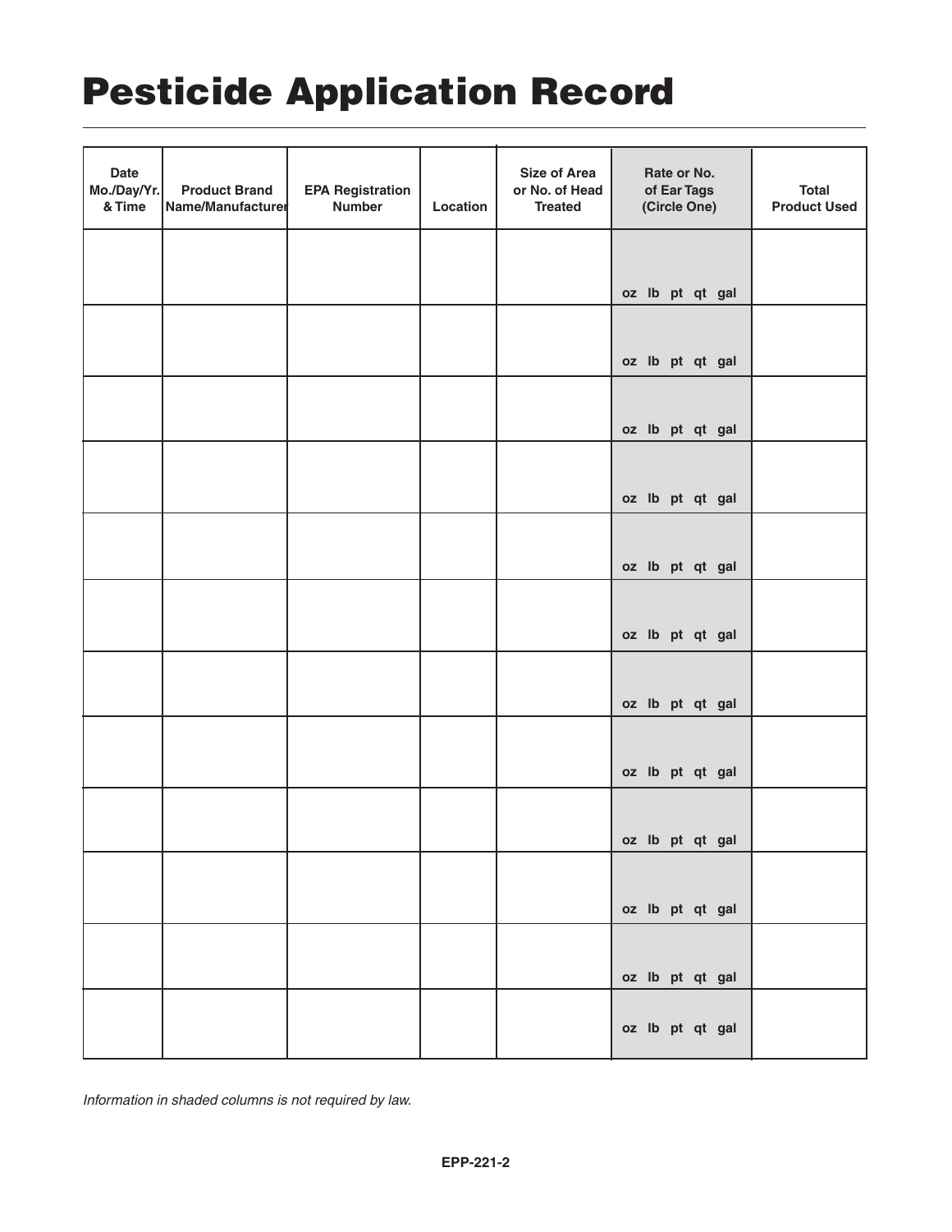# Pesticide Application Record

| Date Mo./Day/Yr. & Time | Product Brand Name/Manufacturer | EPA Registration Number | Location | Size of Area or No. of Head Treated | Rate or No. of Ear Tags (Circle One) | Total Product Used |
|---|---|---|---|---|---|---|
| | | | | | oz lb pt qt gal | |
| | | | | | oz lb pt qt gal | |
| | | | | | oz lb pt qt gal | |
| | | | | | oz lb pt qt gal | |
| | | | | | oz lb pt qt gal | |
| | | | | | oz lb pt qt gal | |
| | | | | | oz lb pt qt gal | |
| | | | | | oz lb pt qt gal | |
| | | | | | oz lb pt qt gal | |
| | | | | | oz lb pt qt gal | |
| | | | | | oz lb pt qt gal | |
| | | | | | oz lb pt qt gal | |

*Information in shaded columns is not required by law.*

**EPP-221-2**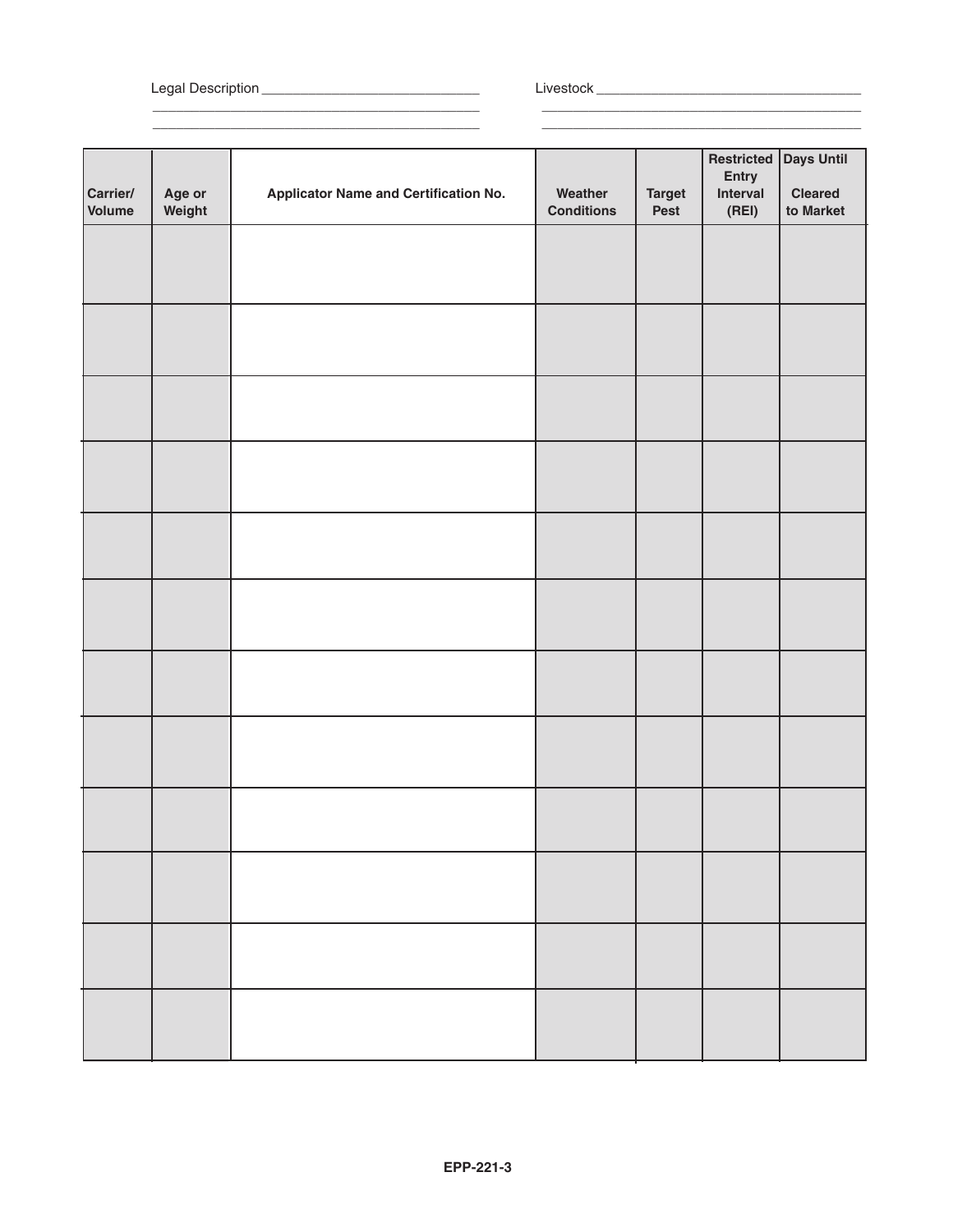Legal Description ____________________________
____________________________________________
____________________________________________

Livestock ____________________________________
____________________________________________
____________________________________________

| Carrier/ Volume | Age or Weight | Applicator Name and Certification No. | Weather Conditions | Target Pest | Restricted Entry Interval (REI) | Days Until Cleared to Market |
|---|---|---|---|---|---|---|
| | | | | | | |
| | | | | | | |
| | | | | | | |
| | | | | | | |
| | | | | | | |
| | | | | | | |
| | | | | | | |
| | | | | | | |
| | | | | | | |
| | | | | | | |
| | | | | | | |
| | | | | | | |

EPP-221-3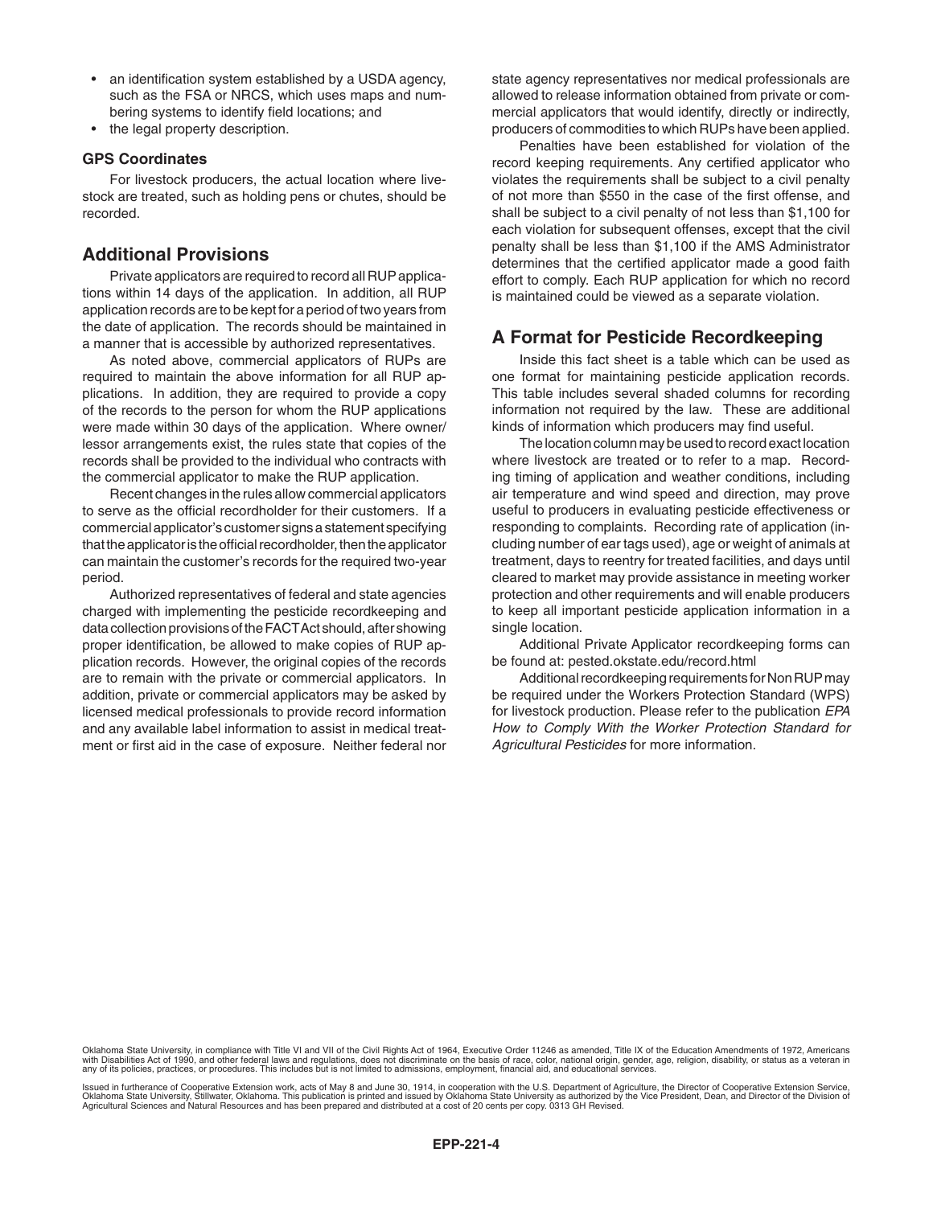- an identification system established by a USDA agency, such as the FSA or NRCS, which uses maps and numbering systems to identify field locations; and
- the legal property description.

#### GPS Coordinates

For livestock producers, the actual location where livestock are treated, such as holding pens or chutes, should be recorded.

## Additional Provisions

Private applicators are required to record all RUP applications within 14 days of the application. In addition, all RUP application records are to be kept for a period of two years from the date of application. The records should be maintained in a manner that is accessible by authorized representatives.

As noted above, commercial applicators of RUPs are required to maintain the above information for all RUP applications. In addition, they are required to provide a copy of the records to the person for whom the RUP applications were made within 30 days of the application. Where owner/lessor arrangements exist, the rules state that copies of the records shall be provided to the individual who contracts with the commercial applicator to make the RUP application.

Recent changes in the rules allow commercial applicators to serve as the official recordholder for their customers. If a commercial applicator's customer signs a statement specifying that the applicator is the official recordholder, then the applicator can maintain the customer's records for the required two-year period.

Authorized representatives of federal and state agencies charged with implementing the pesticide recordkeeping and data collection provisions of the FACT Act should, after showing proper identification, be allowed to make copies of RUP application records. However, the original copies of the records are to remain with the private or commercial applicators. In addition, private or commercial applicators may be asked by licensed medical professionals to provide record information and any available label information to assist in medical treatment or first aid in the case of exposure. Neither federal nor state agency representatives nor medical professionals are allowed to release information obtained from private or commercial applicators that would identify, directly or indirectly, producers of commodities to which RUPs have been applied.

Penalties have been established for violation of the record keeping requirements. Any certified applicator who violates the requirements shall be subject to a civil penalty of not more than $550 in the case of the first offense, and shall be subject to a civil penalty of not less than $1,100 for each violation for subsequent offenses, except that the civil penalty shall be less than $1,100 if the AMS Administrator determines that the certified applicator made a good faith effort to comply. Each RUP application for which no record is maintained could be viewed as a separate violation.

## A Format for Pesticide Recordkeeping

Inside this fact sheet is a table which can be used as one format for maintaining pesticide application records. This table includes several shaded columns for recording information not required by the law. These are additional kinds of information which producers may find useful.

The location column may be used to record exact location where livestock are treated or to refer to a map. Recording timing of application and weather conditions, including air temperature and wind speed and direction, may prove useful to producers in evaluating pesticide effectiveness or responding to complaints. Recording rate of application (including number of ear tags used), age or weight of animals at treatment, days to reentry for treated facilities, and days until cleared to market may provide assistance in meeting worker protection and other requirements and will enable producers to keep all important pesticide application information in a single location.

Additional Private Applicator recordkeeping forms can be found at: pested.okstate.edu/record.html

Additional recordkeeping requirements for Non RUP may be required under the Workers Protection Standard (WPS) for livestock production. Please refer to the publication *EPA How to Comply With the Worker Protection Standard for Agricultural Pesticides* for more information.

Oklahoma State University, in compliance with Title VI and VII of the Civil Rights Act of 1964, Executive Order 11246 as amended, Title IX of the Education Amendments of 1972, Americans with Disabilities Act of 1990, and other federal laws and regulations, does not discriminate on the basis of race, color, national origin, gender, age, religion, disability, or status as a veteran in any of its policies, practices, or procedures. This includes but is not limited to admissions, employment, financial aid, and educational services.

Issued in furtherance of Cooperative Extension work, acts of May 8 and June 30, 1914, in cooperation with the U.S. Department of Agriculture, the Director of Cooperative Extension Service, Oklahoma State University, Stillwater, Oklahoma. This publication is printed and issued by Oklahoma State University as authorized by the Vice President, Dean, and Director of the Division of Agricultural Sciences and Natural Resources and has been prepared and distributed at a cost of 20 cents per copy. 0313 GH Revised.